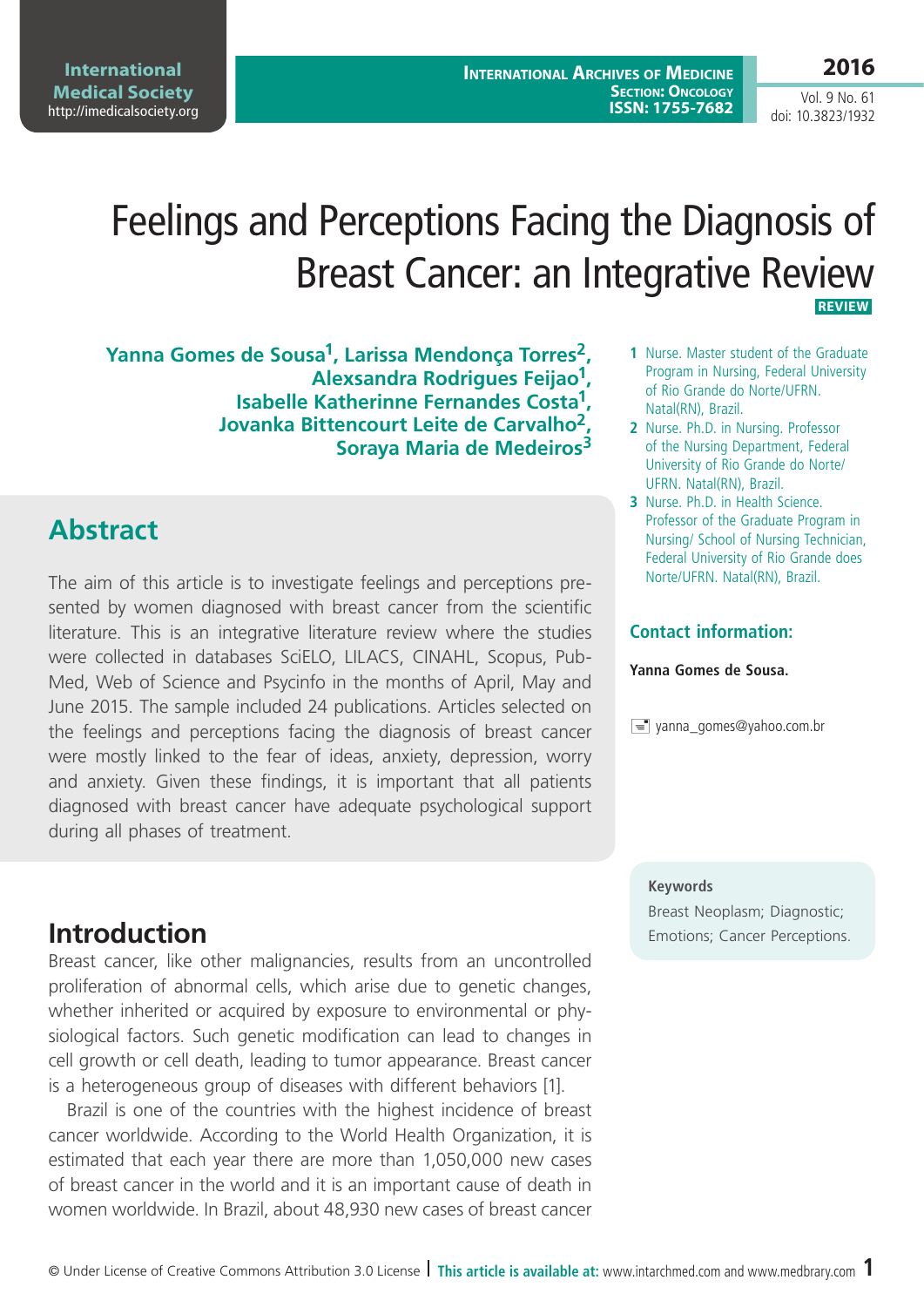# Feelings and Perceptions Facing the Diagnosis of Breast Cancer: an Integrative Review

**REVIEW**

**Yanna Gomes de Sousa[1], Larissa Mendonça Torres[2], Alexsandra Rodrigues Feijao[1], Isabelle Katherinne Fernandes Costa[1], Jovanka Bittencourt Leite de Carvalho[2], Soraya Maria de Medeiros[3]**

1 Nurse. Master student of the Graduate Program in Nursing, Federal University of Rio Grande do Norte/UFRN. Natal(RN), Brazil.

2 Nurse. Ph.D. in Nursing. Professor of the Nursing Department, Federal University of Rio Grande do Norte/ UFRN. Natal(RN), Brazil.

3 Nurse. Ph.D. in Health Science. Professor of the Graduate Program in Nursing/ School of Nursing Technician, Federal University of Rio Grande does Norte/UFRN. Natal(RN), Brazil.

**Contact information:**

**Yanna Gomes de Sousa.**

yanna_gomes@yahoo.com.br

## Abstract

The aim of this article is to investigate feelings and perceptions presented by women diagnosed with breast cancer from the scientific literature. This is an integrative literature review where the studies were collected in databases SciELO, LILACS, CINAHL, Scopus, PubMed, Web of Science and Psycinfo in the months of April, May and June 2015. The sample included 24 publications. Articles selected on the feelings and perceptions facing the diagnosis of breast cancer were mostly linked to the fear of ideas, anxiety, depression, worry and anxiety. Given these findings, it is important that all patients diagnosed with breast cancer have adequate psychological support during all phases of treatment.

**Keywords**

Breast Neoplasm; Diagnostic; Emotions; Cancer Perceptions.

## Introduction

Breast cancer, like other malignancies, results from an uncontrolled proliferation of abnormal cells, which arise due to genetic changes, whether inherited or acquired by exposure to environmental or physiological factors. Such genetic modification can lead to changes in cell growth or cell death, leading to tumor appearance. Breast cancer is a heterogeneous group of diseases with different behaviors [1].

Brazil is one of the countries with the highest incidence of breast cancer worldwide. According to the World Health Organization, it is estimated that each year there are more than 1,050,000 new cases of breast cancer in the world and it is an important cause of death in women worldwide. In Brazil, about 48,930 new cases of breast cancer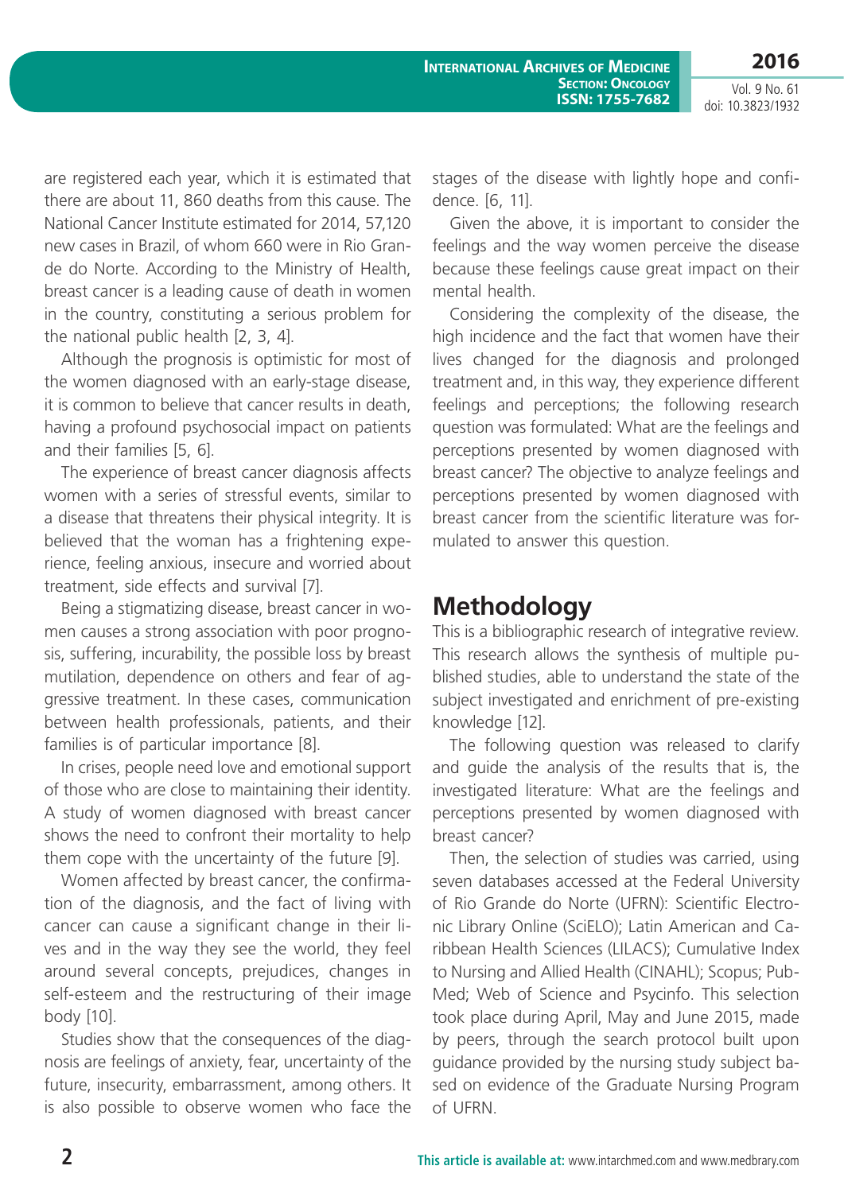are registered each year, which it is estimated that there are about 11, 860 deaths from this cause. The National Cancer Institute estimated for 2014, 57,120 new cases in Brazil, of whom 660 were in Rio Grande do Norte. According to the Ministry of Health, breast cancer is a leading cause of death in women in the country, constituting a serious problem for the national public health [2, 3, 4].

Although the prognosis is optimistic for most of the women diagnosed with an early-stage disease, it is common to believe that cancer results in death, having a profound psychosocial impact on patients and their families [5, 6].

The experience of breast cancer diagnosis affects women with a series of stressful events, similar to a disease that threatens their physical integrity. It is believed that the woman has a frightening experience, feeling anxious, insecure and worried about treatment, side effects and survival [7].

Being a stigmatizing disease, breast cancer in women causes a strong association with poor prognosis, suffering, incurability, the possible loss by breast mutilation, dependence on others and fear of aggressive treatment. In these cases, communication between health professionals, patients, and their families is of particular importance [8].

In crises, people need love and emotional support of those who are close to maintaining their identity. A study of women diagnosed with breast cancer shows the need to confront their mortality to help them cope with the uncertainty of the future [9].

Women affected by breast cancer, the confirmation of the diagnosis, and the fact of living with cancer can cause a significant change in their lives and in the way they see the world, they feel around several concepts, prejudices, changes in self-esteem and the restructuring of their image body [10].

Studies show that the consequences of the diagnosis are feelings of anxiety, fear, uncertainty of the future, insecurity, embarrassment, among others. It is also possible to observe women who face the stages of the disease with lightly hope and confidence. [6, 11].

Given the above, it is important to consider the feelings and the way women perceive the disease because these feelings cause great impact on their mental health.

Considering the complexity of the disease, the high incidence and the fact that women have their lives changed for the diagnosis and prolonged treatment and, in this way, they experience different feelings and perceptions; the following research question was formulated: What are the feelings and perceptions presented by women diagnosed with breast cancer? The objective to analyze feelings and perceptions presented by women diagnosed with breast cancer from the scientific literature was formulated to answer this question.

## Methodology

This is a bibliographic research of integrative review. This research allows the synthesis of multiple published studies, able to understand the state of the subject investigated and enrichment of pre-existing knowledge [12].

The following question was released to clarify and guide the analysis of the results that is, the investigated literature: What are the feelings and perceptions presented by women diagnosed with breast cancer?

Then, the selection of studies was carried, using seven databases accessed at the Federal University of Rio Grande do Norte (UFRN): Scientific Electronic Library Online (SciELO); Latin American and Caribbean Health Sciences (LILACS); Cumulative Index to Nursing and Allied Health (CINAHL); Scopus; PubMed; Web of Science and Psycinfo. This selection took place during April, May and June 2015, made by peers, through the search protocol built upon guidance provided by the nursing study subject based on evidence of the Graduate Nursing Program of UFRN.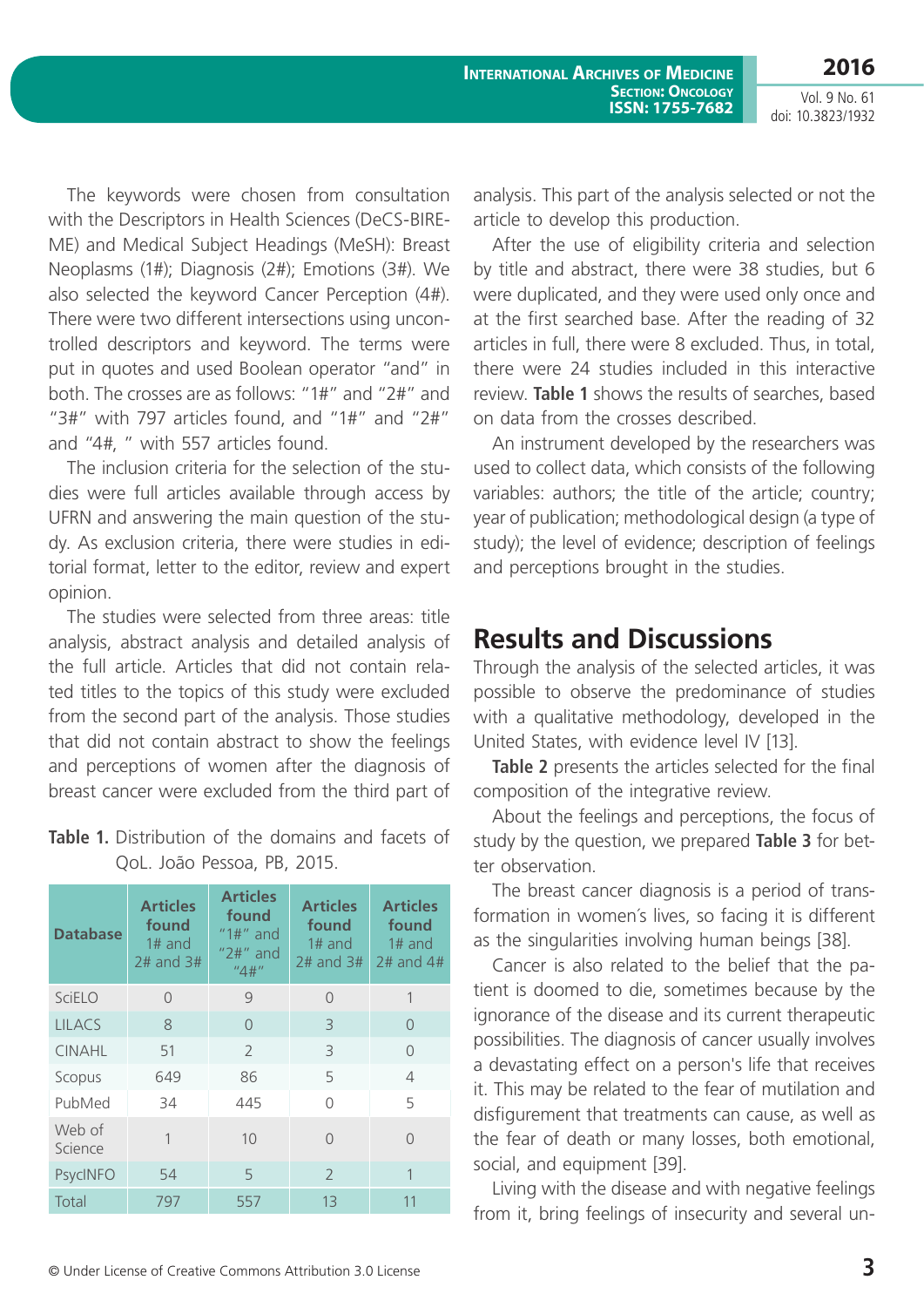The keywords were chosen from consultation with the Descriptors in Health Sciences (DeCS-BIREME) and Medical Subject Headings (MeSH): Breast Neoplasms (1#); Diagnosis (2#); Emotions (3#). We also selected the keyword Cancer Perception (4#). There were two different intersections using uncontrolled descriptors and keyword. The terms were put in quotes and used Boolean operator "and" in both. The crosses are as follows: "1#" and "2#" and "3#" with 797 articles found, and "1#" and "2#" and "4#, " with 557 articles found.

The inclusion criteria for the selection of the studies were full articles available through access by UFRN and answering the main question of the study. As exclusion criteria, there were studies in editorial format, letter to the editor, review and expert opinion.

The studies were selected from three areas: title analysis, abstract analysis and detailed analysis of the full article. Articles that did not contain related titles to the topics of this study were excluded from the second part of the analysis. Those studies that did not contain abstract to show the feelings and perceptions of women after the diagnosis of breast cancer were excluded from the third part of analysis. This part of the analysis selected or not the article to develop this production.

**Table 1.** Distribution of the domains and facets of QoL. João Pessoa, PB, 2015.

| Database | Articles found 1# and 2# and 3# | Articles found "1#" and "2#" and "4#" | Articles found 1# and 2# and 3# | Articles found 1# and 2# and 4# |
|---|---|---|---|---|
| SciELO | 0 | 9 | 0 | 1 |
| LILACS | 8 | 0 | 3 | 0 |
| CINAHL | 51 | 2 | 3 | 0 |
| Scopus | 649 | 86 | 5 | 4 |
| PubMed | 34 | 445 | 0 | 5 |
| Web of Science | 1 | 10 | 0 | 0 |
| PsycINFO | 54 | 5 | 2 | 1 |
| Total | 797 | 557 | 13 | 11 |

After the use of eligibility criteria and selection by title and abstract, there were 38 studies, but 6 were duplicated, and they were used only once and at the first searched base. After the reading of 32 articles in full, there were 8 excluded. Thus, in total, there were 24 studies included in this interactive review. **Table 1** shows the results of searches, based on data from the crosses described.

An instrument developed by the researchers was used to collect data, which consists of the following variables: authors; the title of the article; country; year of publication; methodological design (a type of study); the level of evidence; description of feelings and perceptions brought in the studies.

## Results and Discussions

Through the analysis of the selected articles, it was possible to observe the predominance of studies with a qualitative methodology, developed in the United States, with evidence level IV [13].

**Table 2** presents the articles selected for the final composition of the integrative review.

About the feelings and perceptions, the focus of study by the question, we prepared **Table 3** for better observation.

The breast cancer diagnosis is a period of transformation in women´s lives, so facing it is different as the singularities involving human beings [38].

Cancer is also related to the belief that the patient is doomed to die, sometimes because by the ignorance of the disease and its current therapeutic possibilities. The diagnosis of cancer usually involves a devastating effect on a person's life that receives it. This may be related to the fear of mutilation and disfigurement that treatments can cause, as well as the fear of death or many losses, both emotional, social, and equipment [39].

Living with the disease and with negative feelings from it, bring feelings of insecurity and several un-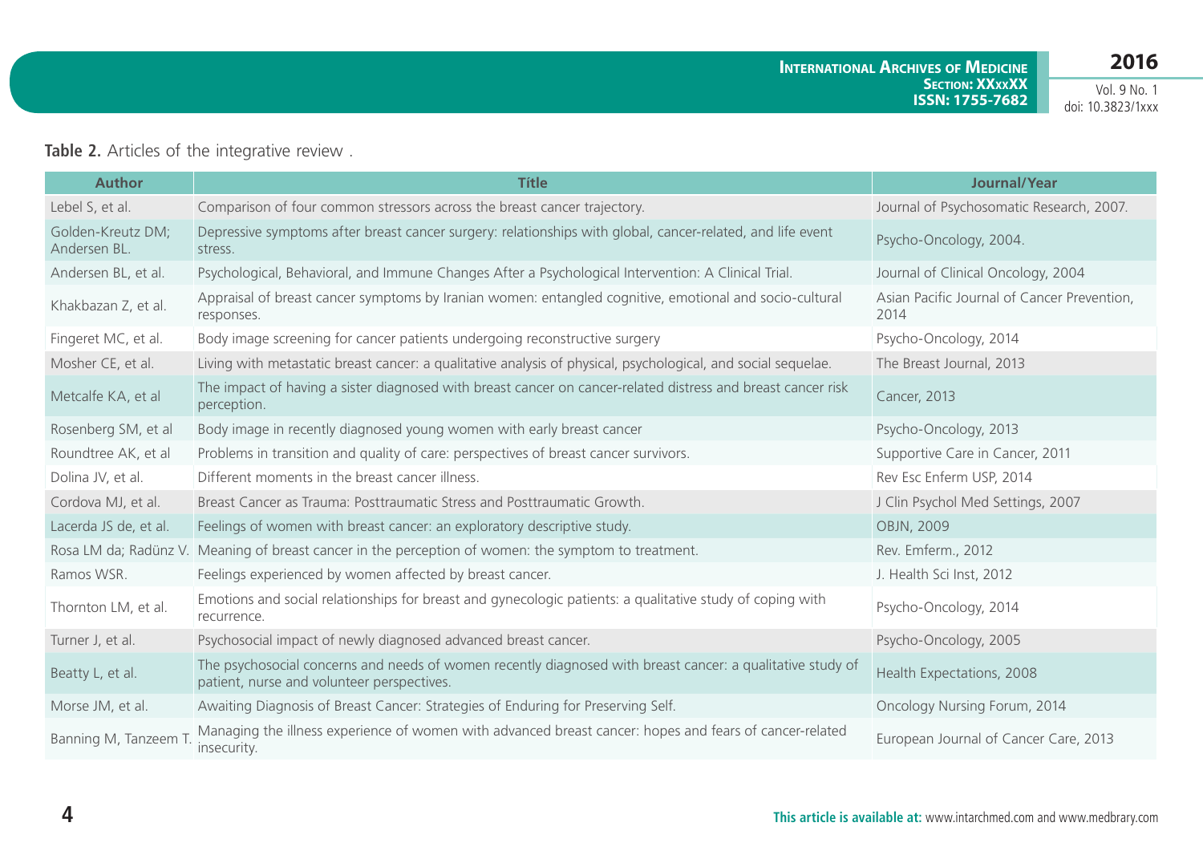**Table 2.** Articles of the integrative review .

| Author | Title | Journal/Year |
|---|---|---|
| Lebel S, et al. | Comparison of four common stressors across the breast cancer trajectory. | Journal of Psychosomatic Research, 2007. |
| Golden-Kreutz DM; Andersen BL. | Depressive symptoms after breast cancer surgery: relationships with global, cancer-related, and life event stress. | Psycho-Oncology, 2004. |
| Andersen BL, et al. | Psychological, Behavioral, and Immune Changes After a Psychological Intervention: A Clinical Trial. | Journal of Clinical Oncology, 2004 |
| Khakbazan Z, et al. | Appraisal of breast cancer symptoms by Iranian women: entangled cognitive, emotional and socio-cultural responses. | Asian Pacific Journal of Cancer Prevention, 2014 |
| Fingeret MC, et al. | Body image screening for cancer patients undergoing reconstructive surgery | Psycho-Oncology, 2014 |
| Mosher CE, et al. | Living with metastatic breast cancer: a qualitative analysis of physical, psychological, and social sequelae. | The Breast Journal, 2013 |
| Metcalfe KA, et al | The impact of having a sister diagnosed with breast cancer on cancer-related distress and breast cancer risk perception. | Cancer, 2013 |
| Rosenberg SM, et al | Body image in recently diagnosed young women with early breast cancer | Psycho-Oncology, 2013 |
| Roundtree AK, et al | Problems in transition and quality of care: perspectives of breast cancer survivors. | Supportive Care in Cancer, 2011 |
| Dolina JV, et al. | Different moments in the breast cancer illness. | Rev Esc Enferm USP, 2014 |
| Cordova MJ, et al. | Breast Cancer as Trauma: Posttraumatic Stress and Posttraumatic Growth. | J Clin Psychol Med Settings, 2007 |
| Lacerda JS de, et al. | Feelings of women with breast cancer: an exploratory descriptive study. | OBJN, 2009 |
| Rosa LM da; Radünz V. | Meaning of breast cancer in the perception of women: the symptom to treatment. | Rev. Emferm., 2012 |
| Ramos WSR. | Feelings experienced by women affected by breast cancer. | J. Health Sci Inst, 2012 |
| Thornton LM, et al. | Emotions and social relationships for breast and gynecologic patients: a qualitative study of coping with recurrence. | Psycho-Oncology, 2014 |
| Turner J, et al. | Psychosocial impact of newly diagnosed advanced breast cancer. | Psycho-Oncology, 2005 |
| Beatty L, et al. | The psychosocial concerns and needs of women recently diagnosed with breast cancer: a qualitative study of patient, nurse and volunteer perspectives. | Health Expectations, 2008 |
| Morse JM, et al. | Awaiting Diagnosis of Breast Cancer: Strategies of Enduring for Preserving Self. | Oncology Nursing Forum, 2014 |
| Banning M, Tanzeem T. | Managing the illness experience of women with advanced breast cancer: hopes and fears of cancer-related insecurity. | European Journal of Cancer Care, 2013 |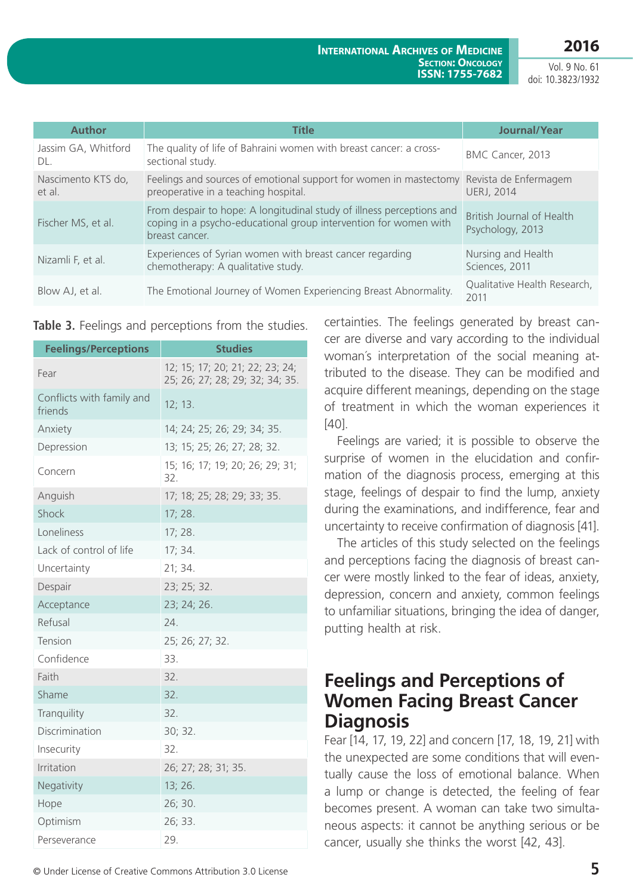| Author | Title | Journal/Year |
|---|---|---|
| Jassim GA, Whitford DL. | The quality of life of Bahraini women with breast cancer: a cross-sectional study. | BMC Cancer, 2013 |
| Nascimento KTS do, et al. | Feelings and sources of emotional support for women in mastectomy preoperative in a teaching hospital. | Revista de Enfermagem UERJ, 2014 |
| Fischer MS, et al. | From despair to hope: A longitudinal study of illness perceptions and coping in a psycho-educational group intervention for women with breast cancer. | British Journal of Health Psychology, 2013 |
| Nizamli F, et al. | Experiences of Syrian women with breast cancer regarding chemotherapy: A qualitative study. | Nursing and Health Sciences, 2011 |
| Blow AJ, et al. | The Emotional Journey of Women Experiencing Breast Abnormality. | Qualitative Health Research, 2011 |

**Table 3.** Feelings and perceptions from the studies.

| Feelings/Perceptions | Studies |
|---|---|
| Fear | 12; 15; 17; 20; 21; 22; 23; 24; 25; 26; 27; 28; 29; 32; 34; 35. |
| Conflicts with family and friends | 12; 13. |
| Anxiety | 14; 24; 25; 26; 29; 34; 35. |
| Depression | 13; 15; 25; 26; 27; 28; 32. |
| Concern | 15; 16; 17; 19; 20; 26; 29; 31; 32. |
| Anguish | 17; 18; 25; 28; 29; 33; 35. |
| Shock | 17; 28. |
| Loneliness | 17; 28. |
| Lack of control of life | 17; 34. |
| Uncertainty | 21; 34. |
| Despair | 23; 25; 32. |
| Acceptance | 23; 24; 26. |
| Refusal | 24. |
| Tension | 25; 26; 27; 32. |
| Confidence | 33. |
| Faith | 32. |
| Shame | 32. |
| Tranquility | 32. |
| Discrimination | 30; 32. |
| Insecurity | 32. |
| Irritation | 26; 27; 28; 31; 35. |
| Negativity | 13; 26. |
| Hope | 26; 30. |
| Optimism | 26; 33. |
| Perseverance | 29. |

certainties. The feelings generated by breast cancer are diverse and vary according to the individual woman´s interpretation of the social meaning attributed to the disease. They can be modified and acquire different meanings, depending on the stage of treatment in which the woman experiences it [40].

Feelings are varied; it is possible to observe the surprise of women in the elucidation and confirmation of the diagnosis process, emerging at this stage, feelings of despair to find the lump, anxiety during the examinations, and indifference, fear and uncertainty to receive confirmation of diagnosis [41].

The articles of this study selected on the feelings and perceptions facing the diagnosis of breast cancer were mostly linked to the fear of ideas, anxiety, depression, concern and anxiety, common feelings to unfamiliar situations, bringing the idea of danger, putting health at risk.

## Feelings and Perceptions of Women Facing Breast Cancer Diagnosis

Fear [14, 17, 19, 22] and concern [17, 18, 19, 21] with the unexpected are some conditions that will eventually cause the loss of emotional balance. When a lump or change is detected, the feeling of fear becomes present. A woman can take two simultaneous aspects: it cannot be anything serious or be cancer, usually she thinks the worst [42, 43].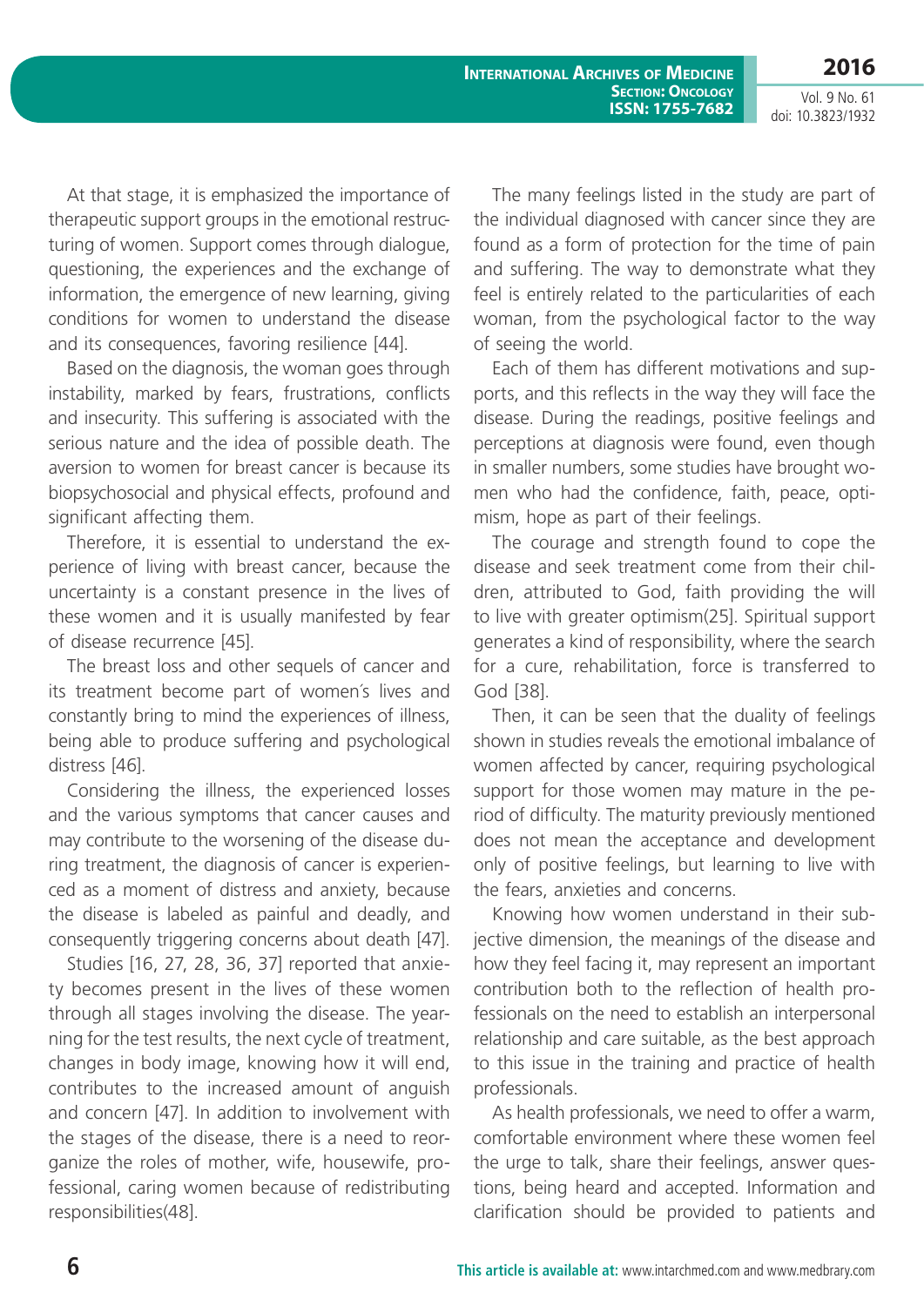At that stage, it is emphasized the importance of therapeutic support groups in the emotional restructuring of women. Support comes through dialogue, questioning, the experiences and the exchange of information, the emergence of new learning, giving conditions for women to understand the disease and its consequences, favoring resilience [44].

Based on the diagnosis, the woman goes through instability, marked by fears, frustrations, conflicts and insecurity. This suffering is associated with the serious nature and the idea of possible death. The aversion to women for breast cancer is because its biopsychosocial and physical effects, profound and significant affecting them.

Therefore, it is essential to understand the experience of living with breast cancer, because the uncertainty is a constant presence in the lives of these women and it is usually manifested by fear of disease recurrence [45].

The breast loss and other sequels of cancer and its treatment become part of women´s lives and constantly bring to mind the experiences of illness, being able to produce suffering and psychological distress [46].

Considering the illness, the experienced losses and the various symptoms that cancer causes and may contribute to the worsening of the disease during treatment, the diagnosis of cancer is experienced as a moment of distress and anxiety, because the disease is labeled as painful and deadly, and consequently triggering concerns about death [47].

Studies [16, 27, 28, 36, 37] reported that anxiety becomes present in the lives of these women through all stages involving the disease. The yearning for the test results, the next cycle of treatment, changes in body image, knowing how it will end, contributes to the increased amount of anguish and concern [47]. In addition to involvement with the stages of the disease, there is a need to reorganize the roles of mother, wife, housewife, professional, caring women because of redistributing responsibilities(48].

The many feelings listed in the study are part of the individual diagnosed with cancer since they are found as a form of protection for the time of pain and suffering. The way to demonstrate what they feel is entirely related to the particularities of each woman, from the psychological factor to the way of seeing the world.

Each of them has different motivations and supports, and this reflects in the way they will face the disease. During the readings, positive feelings and perceptions at diagnosis were found, even though in smaller numbers, some studies have brought women who had the confidence, faith, peace, optimism, hope as part of their feelings.

The courage and strength found to cope the disease and seek treatment come from their children, attributed to God, faith providing the will to live with greater optimism(25]. Spiritual support generates a kind of responsibility, where the search for a cure, rehabilitation, force is transferred to God [38].

Then, it can be seen that the duality of feelings shown in studies reveals the emotional imbalance of women affected by cancer, requiring psychological support for those women may mature in the period of difficulty. The maturity previously mentioned does not mean the acceptance and development only of positive feelings, but learning to live with the fears, anxieties and concerns.

Knowing how women understand in their subjective dimension, the meanings of the disease and how they feel facing it, may represent an important contribution both to the reflection of health professionals on the need to establish an interpersonal relationship and care suitable, as the best approach to this issue in the training and practice of health professionals.

As health professionals, we need to offer a warm, comfortable environment where these women feel the urge to talk, share their feelings, answer questions, being heard and accepted. Information and clarification should be provided to patients and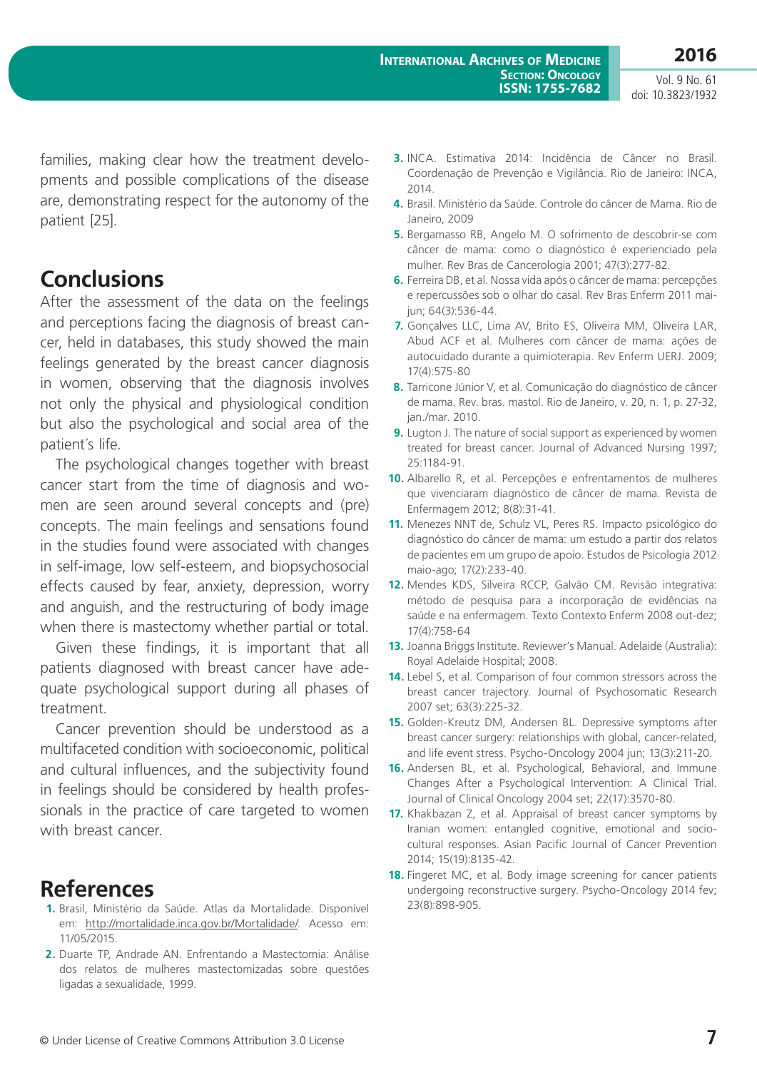families, making clear how the treatment developments and possible complications of the disease are, demonstrating respect for the autonomy of the patient [25].

## Conclusions

After the assessment of the data on the feelings and perceptions facing the diagnosis of breast cancer, held in databases, this study showed the main feelings generated by the breast cancer diagnosis in women, observing that the diagnosis involves not only the physical and physiological condition but also the psychological and social area of the patient´s life.

The psychological changes together with breast cancer start from the time of diagnosis and women are seen around several concepts and (pre) concepts. The main feelings and sensations found in the studies found were associated with changes in self-image, low self-esteem, and biopsychosocial effects caused by fear, anxiety, depression, worry and anguish, and the restructuring of body image when there is mastectomy whether partial or total.

Given these findings, it is important that all patients diagnosed with breast cancer have adequate psychological support during all phases of treatment.

Cancer prevention should be understood as a multifaceted condition with socioeconomic, political and cultural influences, and the subjectivity found in feelings should be considered by health professionals in the practice of care targeted to women with breast cancer.

## References

1. Brasil, Ministério da Saúde. Atlas da Mortalidade. Disponível em: http://mortalidade.inca.gov.br/Mortalidade/. Acesso em: 11/05/2015.
2. Duarte TP, Andrade AN. Enfrentando a Mastectomia: Análise dos relatos de mulheres mastectomizadas sobre questões ligadas a sexualidade, 1999.
3. INCA. Estimativa 2014: Incidência de Câncer no Brasil. Coordenação de Prevenção e Vigilância. Rio de Janeiro: INCA, 2014.
4. Brasil. Ministério da Saúde. Controle do câncer de Mama. Rio de Janeiro, 2009
5. Bergamasso RB, Angelo M. O sofrimento de descobrir-se com câncer de mama: como o diagnóstico é experienciado pela mulher. Rev Bras de Cancerologia 2001; 47(3):277-82.
6. Ferreira DB, et al. Nossa vida após o câncer de mama: percepções e repercussões sob o olhar do casal. Rev Bras Enferm 2011 mai-jun; 64(3):536-44.
7. Gonçalves LLC, Lima AV, Brito ES, Oliveira MM, Oliveira LAR, Abud ACF et al. Mulheres com câncer de mama: ações de autocuidado durante a quimioterapia. Rev Enferm UERJ. 2009; 17(4):575-80
8. Tarricone Júnior V, et al. Comunicação do diagnóstico de câncer de mama. Rev. bras. mastol. Rio de Janeiro, v. 20, n. 1, p. 27-32, jan./mar. 2010.
9. Lugton J. The nature of social support as experienced by women treated for breast cancer. Journal of Advanced Nursing 1997; 25:1184-91.
10. Albarello R, et al. Percepções e enfrentamentos de mulheres que vivenciaram diagnóstico de câncer de mama. Revista de Enfermagem 2012; 8(8):31-41.
11. Menezes NNT de, Schulz VL, Peres RS. Impacto psicológico do diagnóstico do câncer de mama: um estudo a partir dos relatos de pacientes em um grupo de apoio. Estudos de Psicologia 2012 maio-ago; 17(2):233-40.
12. Mendes KDS, Silveira RCCP, Galvão CM. Revisão integrativa: método de pesquisa para a incorporação de evidências na saúde e na enfermagem. Texto Contexto Enferm 2008 out-dez; 17(4):758-64
13. Joanna Briggs Institute. Reviewer's Manual. Adelaide (Australia): Royal Adelaide Hospital; 2008.
14. Lebel S, et al. Comparison of four common stressors across the breast cancer trajectory. Journal of Psychosomatic Research 2007 set; 63(3):225-32.
15. Golden-Kreutz DM, Andersen BL. Depressive symptoms after breast cancer surgery: relationships with global, cancer-related, and life event stress. Psycho-Oncology 2004 jun; 13(3):211-20.
16. Andersen BL, et al. Psychological, Behavioral, and Immune Changes After a Psychological Intervention: A Clinical Trial. Journal of Clinical Oncology 2004 set; 22(17):3570-80.
17. Khakbazan Z, et al. Appraisal of breast cancer symptoms by Iranian women: entangled cognitive, emotional and socio-cultural responses. Asian Pacific Journal of Cancer Prevention 2014; 15(19):8135-42.
18. Fingeret MC, et al. Body image screening for cancer patients undergoing reconstructive surgery. Psycho-Oncology 2014 fev; 23(8):898-905.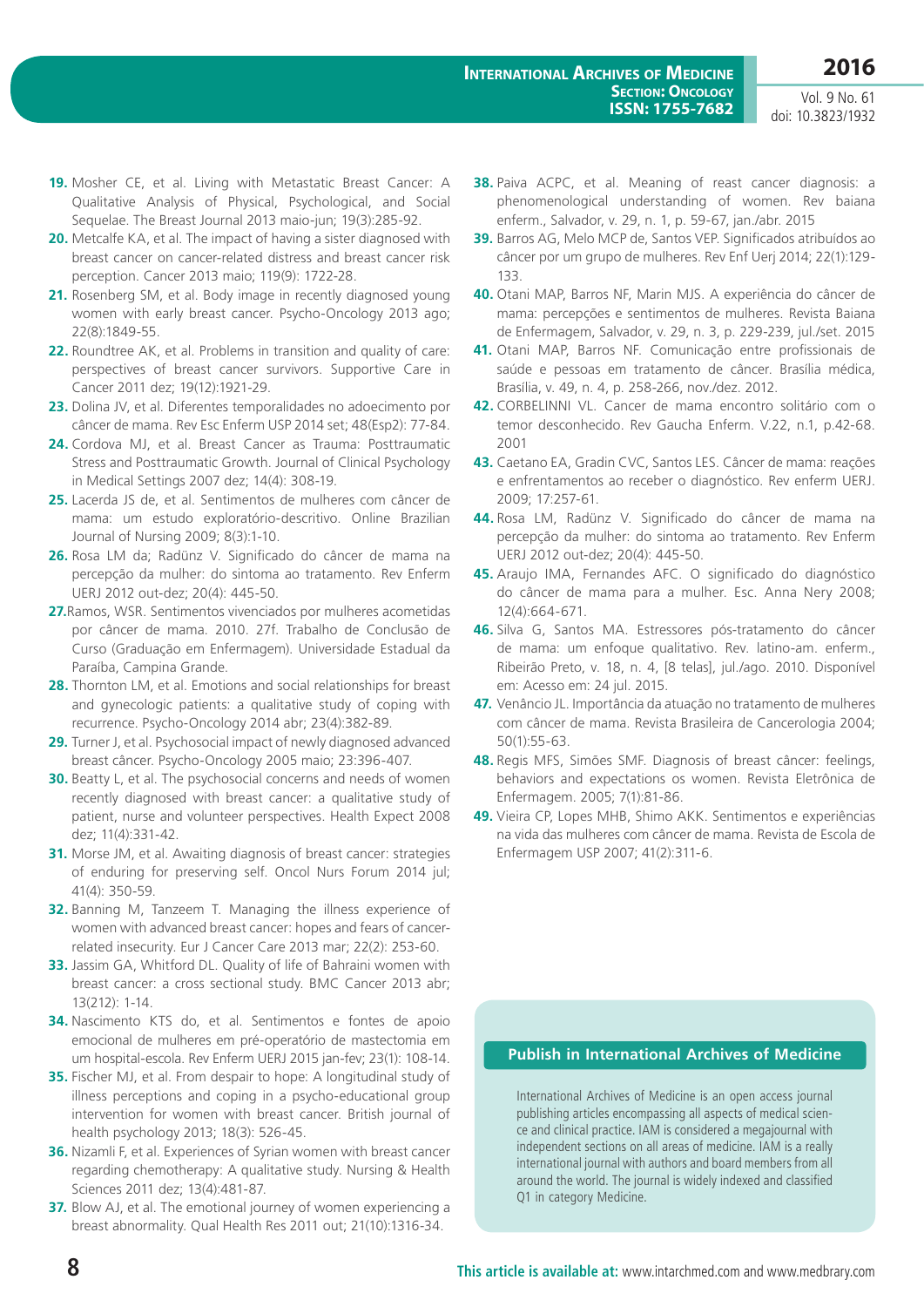19. Mosher CE, et al. Living with Metastatic Breast Cancer: A Qualitative Analysis of Physical, Psychological, and Social Sequelae. The Breast Journal 2013 maio-jun; 19(3):285-92.
20. Metcalfe KA, et al. The impact of having a sister diagnosed with breast cancer on cancer-related distress and breast cancer risk perception. Cancer 2013 maio; 119(9): 1722-28.
21. Rosenberg SM, et al. Body image in recently diagnosed young women with early breast cancer. Psycho-Oncology 2013 ago; 22(8):1849-55.
22. Roundtree AK, et al. Problems in transition and quality of care: perspectives of breast cancer survivors. Supportive Care in Cancer 2011 dez; 19(12):1921-29.
23. Dolina JV, et al. Diferentes temporalidades no adoecimento por câncer de mama. Rev Esc Enferm USP 2014 set; 48(Esp2): 77-84.
24. Cordova MJ, et al. Breast Cancer as Trauma: Posttraumatic Stress and Posttraumatic Growth. Journal of Clinical Psychology in Medical Settings 2007 dez; 14(4): 308-19.
25. Lacerda JS de, et al. Sentimentos de mulheres com câncer de mama: um estudo exploratório-descritivo. Online Brazilian Journal of Nursing 2009; 8(3):1-10.
26. Rosa LM da; Radünz V. Significado do câncer de mama na percepção da mulher: do sintoma ao tratamento. Rev Enferm UERJ 2012 out-dez; 20(4): 445-50.
27. Ramos, WSR. Sentimentos vivenciados por mulheres acometidas por câncer de mama. 2010. 27f. Trabalho de Conclusão de Curso (Graduação em Enfermagem). Universidade Estadual da Paraíba, Campina Grande.
28. Thornton LM, et al. Emotions and social relationships for breast and gynecologic patients: a qualitative study of coping with recurrence. Psycho-Oncology 2014 abr; 23(4):382-89.
29. Turner J, et al. Psychosocial impact of newly diagnosed advanced breast câncer. Psycho-Oncology 2005 maio; 23:396-407.
30. Beatty L, et al. The psychosocial concerns and needs of women recently diagnosed with breast cancer: a qualitative study of patient, nurse and volunteer perspectives. Health Expect 2008 dez; 11(4):331-42.
31. Morse JM, et al. Awaiting diagnosis of breast cancer: strategies of enduring for preserving self. Oncol Nurs Forum 2014 jul; 41(4): 350-59.
32. Banning M, Tanzeem T. Managing the illness experience of women with advanced breast cancer: hopes and fears of cancer-related insecurity. Eur J Cancer Care 2013 mar; 22(2): 253-60.
33. Jassim GA, Whitford DL. Quality of life of Bahraini women with breast cancer: a cross sectional study. BMC Cancer 2013 abr; 13(212): 1-14.
34. Nascimento KTS do, et al. Sentimentos e fontes de apoio emocional de mulheres em pré-operatório de mastectomia em um hospital-escola. Rev Enferm UERJ 2015 jan-fev; 23(1): 108-14.
35. Fischer MJ, et al. From despair to hope: A longitudinal study of illness perceptions and coping in a psycho-educational group intervention for women with breast cancer. British journal of health psychology 2013; 18(3): 526-45.
36. Nizamli F, et al. Experiences of Syrian women with breast cancer regarding chemotherapy: A qualitative study. Nursing & Health Sciences 2011 dez; 13(4):481-87.
37. Blow AJ, et al. The emotional journey of women experiencing a breast abnormality. Qual Health Res 2011 out; 21(10):1316-34.
38. Paiva ACPC, et al. Meaning of reast cancer diagnosis: a phenomenological understanding of women. Rev baiana enferm., Salvador, v. 29, n. 1, p. 59-67, jan./abr. 2015
39. Barros AG, Melo MCP de, Santos VEP. Significados atribuídos ao câncer por um grupo de mulheres. Rev Enf Uerj 2014; 22(1):129-133.
40. Otani MAP, Barros NF, Marin MJS. A experiência do câncer de mama: percepções e sentimentos de mulheres. Revista Baiana de Enfermagem, Salvador, v. 29, n. 3, p. 229-239, jul./set. 2015
41. Otani MAP, Barros NF. Comunicação entre profissionais de saúde e pessoas em tratamento de câncer. Brasília médica, Brasília, v. 49, n. 4, p. 258-266, nov./dez. 2012.
42. CORBELINNI VL. Cancer de mama encontro solitário com o temor desconhecido. Rev Gaucha Enferm. V.22, n.1, p.42-68. 2001
43. Caetano EA, Gradin CVC, Santos LES. Câncer de mama: reações e enfrentamentos ao receber o diagnóstico. Rev enferm UERJ. 2009; 17:257-61.
44. Rosa LM, Radünz V. Significado do câncer de mama na percepção da mulher: do sintoma ao tratamento. Rev Enferm UERJ 2012 out-dez; 20(4): 445-50.
45. Araujo IMA, Fernandes AFC. O significado do diagnóstico do câncer de mama para a mulher. Esc. Anna Nery 2008; 12(4):664-671.
46. Silva G, Santos MA. Estressores pós-tratamento do câncer de mama: um enfoque qualitativo. Rev. latino-am. enferm., Ribeirão Preto, v. 18, n. 4, [8 telas], jul./ago. 2010. Disponível em: Acesso em: 24 jul. 2015.
47. Venâncio JL. Importância da atuação no tratamento de mulheres com câncer de mama. Revista Brasileira de Cancerologia 2004; 50(1):55-63.
48. Regis MFS, Simões SMF. Diagnosis of breast câncer: feelings, behaviors and expectations os women. Revista Eletrônica de Enfermagem. 2005; 7(1):81-86.
49. Vieira CP, Lopes MHB, Shimo AKK. Sentimentos e experiências na vida das mulheres com câncer de mama. Revista de Escola de Enfermagem USP 2007; 41(2):311-6.

**Publish in International Archives of Medicine**

International Archives of Medicine is an open access journal publishing articles encompassing all aspects of medical science and clinical practice. IAM is considered a megajournal with independent sections on all areas of medicine. IAM is a really international journal with authors and board members from all around the world. The journal is widely indexed and classified Q1 in category Medicine.